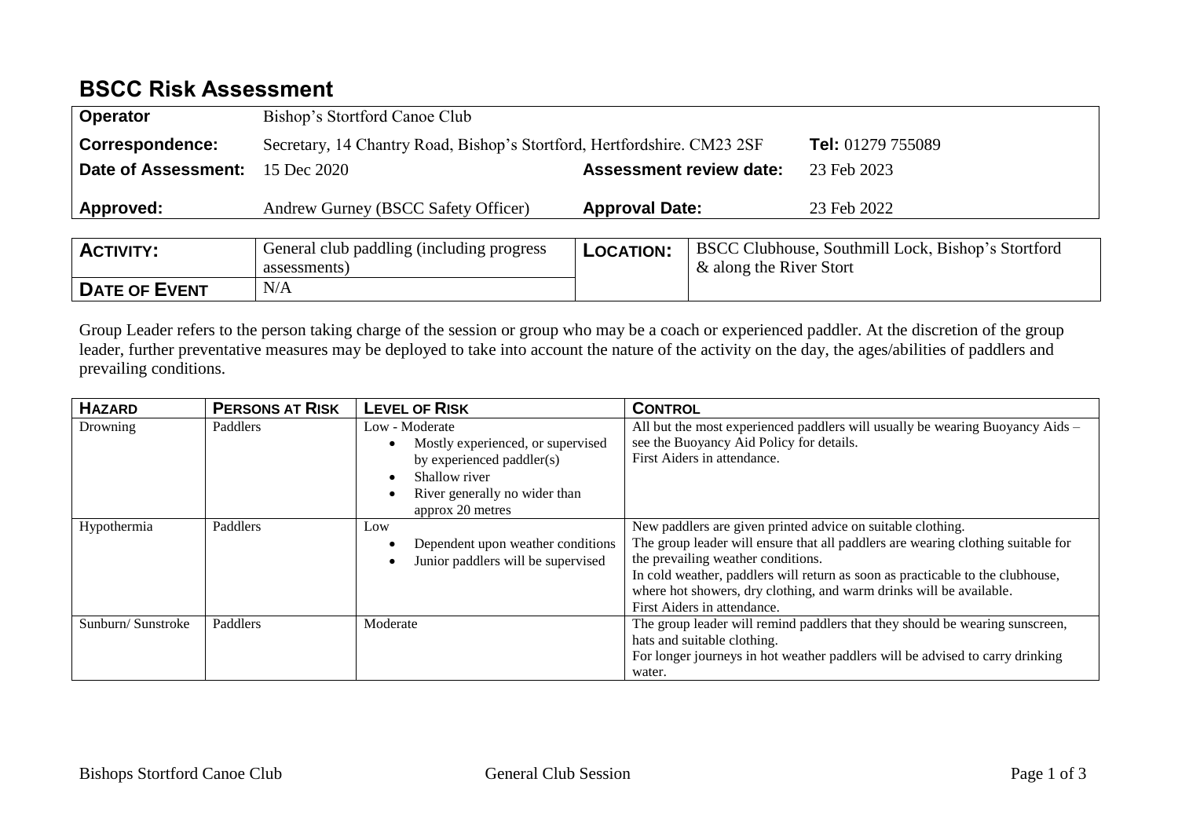# BSCC Risk Assessment

| | | | |
|---|---|---|---|
| **Operator** | Bishop's Stortford Canoe Club | | |
| **Correspondence:** | Secretary, 14 Chantry Road, Bishop's Stortford, Hertfordshire. CM23 2SF | | **Tel:** 01279 755089 |
| **Date of Assessment:** | 15 Dec 2020 | **Assessment review date:** | 23 Feb 2023 |
| **Approved:** | Andrew Gurney (BSCC Safety Officer) | **Approval Date:** | 23 Feb 2022 |

| | | | |
|---|---|---|---|
| **ACTIVITY:** | General club paddling (including progress assessments) | **LOCATION:** | BSCC Clubhouse, Southmill Lock, Bishop's Stortford & along the River Stort |
| **DATE OF EVENT** | N/A | | |

Group Leader refers to the person taking charge of the session or group who may be a coach or experienced paddler. At the discretion of the group leader, further preventative measures may be deployed to take into account the nature of the activity on the day, the ages/abilities of paddlers and prevailing conditions.

| **HAZARD** | **PERSONS AT RISK** | **LEVEL OF RISK** | **CONTROL** |
|---|---|---|---|
| Drowning | Paddlers | Low - Moderate<br>• Mostly experienced, or supervised by experienced paddler(s)<br>• Shallow river<br>• River generally no wider than approx 20 metres | All but the most experienced paddlers will usually be wearing Buoyancy Aids – see the Buoyancy Aid Policy for details.<br>First Aiders in attendance. |
| Hypothermia | Paddlers | Low<br>• Dependent upon weather conditions<br>• Junior paddlers will be supervised | New paddlers are given printed advice on suitable clothing.<br>The group leader will ensure that all paddlers are wearing clothing suitable for the prevailing weather conditions.<br>In cold weather, paddlers will return as soon as practicable to the clubhouse, where hot showers, dry clothing, and warm drinks will be available.<br>First Aiders in attendance. |
| Sunburn/ Sunstroke | Paddlers | Moderate | The group leader will remind paddlers that they should be wearing sunscreen, hats and suitable clothing.<br>For longer journeys in hot weather paddlers will be advised to carry drinking water. |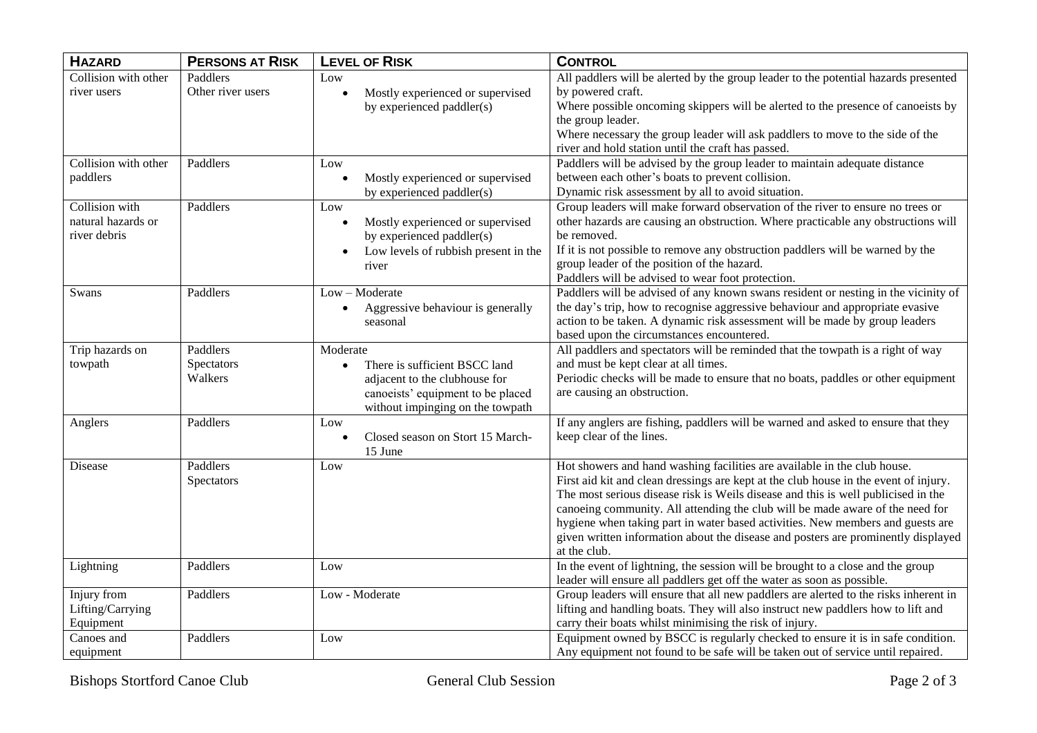| HAZARD | PERSONS AT RISK | LEVEL OF RISK | CONTROL |
|---|---|---|---|
| Collision with other river users | Paddlers<br>Other river users | Low<br>• Mostly experienced or supervised by experienced paddler(s) | All paddlers will be alerted by the group leader to the potential hazards presented by powered craft.<br>Where possible oncoming skippers will be alerted to the presence of canoeists by the group leader.<br>Where necessary the group leader will ask paddlers to move to the side of the river and hold station until the craft has passed. |
| Collision with other paddlers | Paddlers | Low<br>• Mostly experienced or supervised by experienced paddler(s) | Paddlers will be advised by the group leader to maintain adequate distance between each other's boats to prevent collision.<br>Dynamic risk assessment by all to avoid situation. |
| Collision with natural hazards or river debris | Paddlers | Low<br>• Mostly experienced or supervised by experienced paddler(s)<br>• Low levels of rubbish present in the river | Group leaders will make forward observation of the river to ensure no trees or other hazards are causing an obstruction. Where practicable any obstructions will be removed.<br>If it is not possible to remove any obstruction paddlers will be warned by the group leader of the position of the hazard.<br>Paddlers will be advised to wear foot protection. |
| Swans | Paddlers | Low – Moderate<br>• Aggressive behaviour is generally seasonal | Paddlers will be advised of any known swans resident or nesting in the vicinity of the day's trip, how to recognise aggressive behaviour and appropriate evasive action to be taken. A dynamic risk assessment will be made by group leaders based upon the circumstances encountered. |
| Trip hazards on towpath | Paddlers<br>Spectators<br>Walkers | Moderate<br>• There is sufficient BSCC land adjacent to the clubhouse for canoeists' equipment to be placed without impinging on the towpath | All paddlers and spectators will be reminded that the towpath is a right of way and must be kept clear at all times.<br>Periodic checks will be made to ensure that no boats, paddles or other equipment are causing an obstruction. |
| Anglers | Paddlers | Low<br>• Closed season on Stort 15 March-15 June | If any anglers are fishing, paddlers will be warned and asked to ensure that they keep clear of the lines. |
| Disease | Paddlers<br>Spectators | Low | Hot showers and hand washing facilities are available in the club house.<br>First aid kit and clean dressings are kept at the club house in the event of injury.<br>The most serious disease risk is Weils disease and this is well publicised in the canoeing community. All attending the club will be made aware of the need for hygiene when taking part in water based activities. New members and guests are given written information about the disease and posters are prominently displayed at the club. |
| Lightning | Paddlers | Low | In the event of lightning, the session will be brought to a close and the group leader will ensure all paddlers get off the water as soon as possible. |
| Injury from Lifting/Carrying Equipment | Paddlers | Low - Moderate | Group leaders will ensure that all new paddlers are alerted to the risks inherent in lifting and handling boats. They will also instruct new paddlers how to lift and carry their boats whilst minimising the risk of injury. |
| Canoes and equipment | Paddlers | Low | Equipment owned by BSCC is regularly checked to ensure it is in safe condition.<br>Any equipment not found to be safe will be taken out of service until repaired. |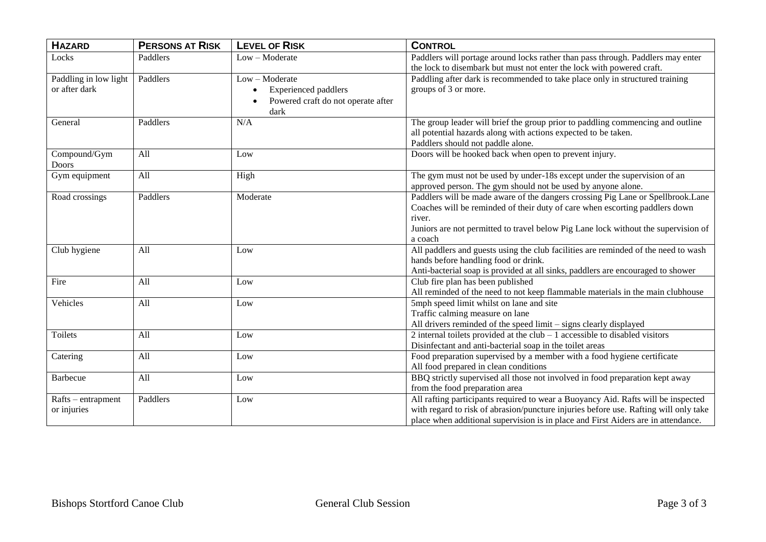| HAZARD | PERSONS AT RISK | LEVEL OF RISK | CONTROL |
| --- | --- | --- | --- |
| Locks | Paddlers | Low – Moderate | Paddlers will portage around locks rather than pass through. Paddlers may enter the lock to disembark but must not enter the lock with powered craft. |
| Paddling in low light or after dark | Paddlers | Low – Moderate<br>• Experienced paddlers<br>• Powered craft do not operate after dark | Paddling after dark is recommended to take place only in structured training groups of 3 or more. |
| General | Paddlers | N/A | The group leader will brief the group prior to paddling commencing and outline all potential hazards along with actions expected to be taken.<br>Paddlers should not paddle alone. |
| Compound/Gym Doors | All | Low | Doors will be hooked back when open to prevent injury. |
| Gym equipment | All | High | The gym must not be used by under-18s except under the supervision of an approved person. The gym should not be used by anyone alone. |
| Road crossings | Paddlers | Moderate | Paddlers will be made aware of the dangers crossing Pig Lane or Spellbrook.Lane Coaches will be reminded of their duty of care when escorting paddlers down river.<br>Juniors are not permitted to travel below Pig Lane lock without the supervision of a coach |
| Club hygiene | All | Low | All paddlers and guests using the club facilities are reminded of the need to wash hands before handling food or drink.<br>Anti-bacterial soap is provided at all sinks, paddlers are encouraged to shower |
| Fire | All | Low | Club fire plan has been published<br>All reminded of the need to not keep flammable materials in the main clubhouse |
| Vehicles | All | Low | 5mph speed limit whilst on lane and site<br>Traffic calming measure on lane<br>All drivers reminded of the speed limit – signs clearly displayed |
| Toilets | All | Low | 2 internal toilets provided at the club – 1 accessible to disabled visitors<br>Disinfectant and anti-bacterial soap in the toilet areas |
| Catering | All | Low | Food preparation supervised by a member with a food hygiene certificate<br>All food prepared in clean conditions |
| Barbecue | All | Low | BBQ strictly supervised all those not involved in food preparation kept away from the food preparation area |
| Rafts – entrapment or injuries | Paddlers | Low | All rafting participants required to wear a Buoyancy Aid. Rafts will be inspected with regard to risk of abrasion/puncture injuries before use. Rafting will only take place when additional supervision is in place and First Aiders are in attendance. |